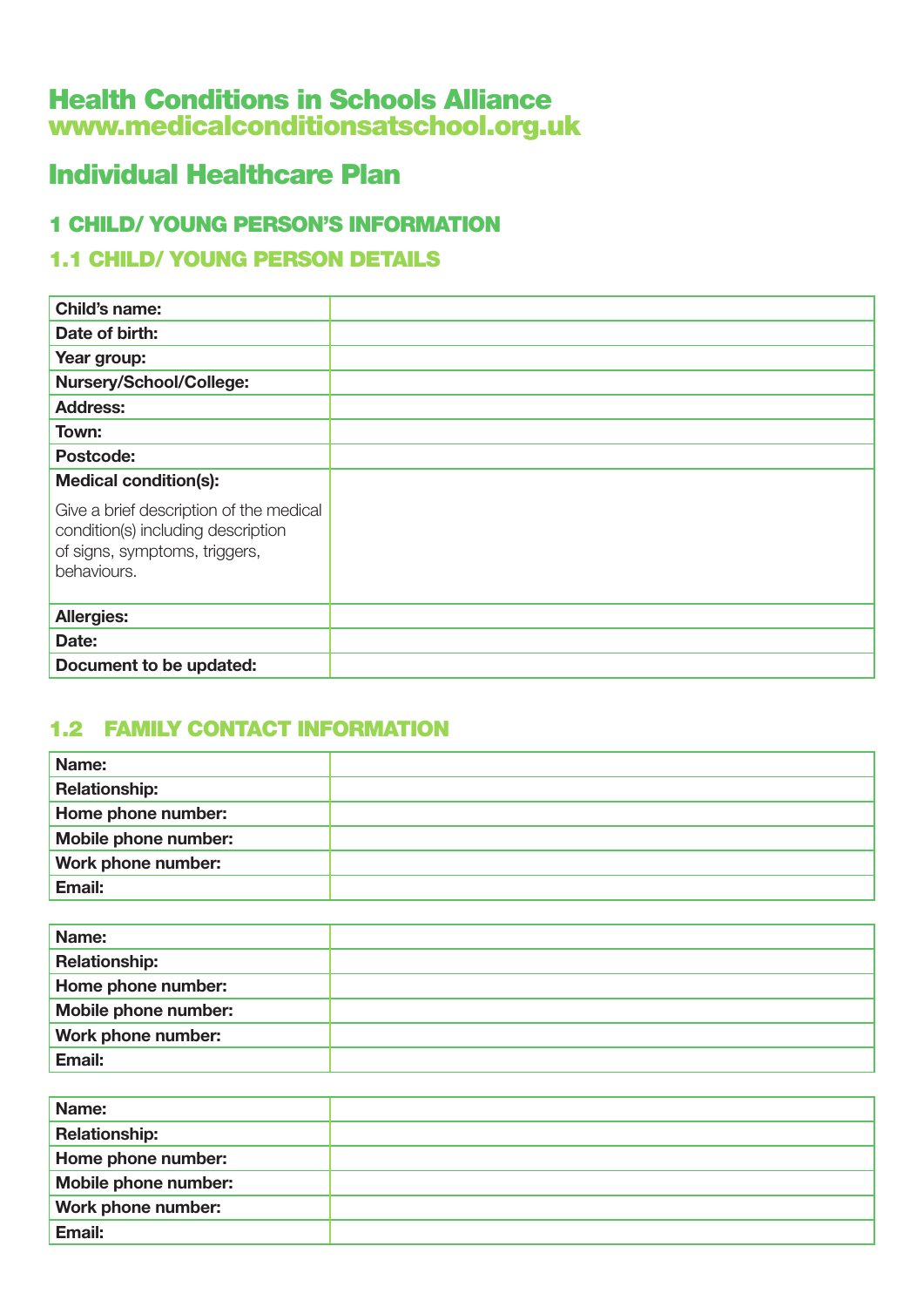# Health Conditions in Schools Alliance
www.medicalconditionsatschool.org.uk

## Individual Healthcare Plan

### 1 CHILD/ YOUNG PERSON'S INFORMATION

### 1.1 CHILD/ YOUNG PERSON DETAILS

| | |
|---|---|
| **Child's name:** | |
| **Date of birth:** | |
| **Year group:** | |
| **Nursery/School/College:** | |
| **Address:** | |
| **Town:** | |
| **Postcode:** | |
| **Medical condition(s):** Give a brief description of the medical condition(s) including description of signs, symptoms, triggers, behaviours. | |
| **Allergies:** | |
| **Date:** | |
| **Document to be updated:** | |

### 1.2 FAMILY CONTACT INFORMATION

| | |
|---|---|
| **Name:** | |
| **Relationship:** | |
| **Home phone number:** | |
| **Mobile phone number:** | |
| **Work phone number:** | |
| **Email:** | |

| | |
|---|---|
| **Name:** | |
| **Relationship:** | |
| **Home phone number:** | |
| **Mobile phone number:** | |
| **Work phone number:** | |
| **Email:** | |

| | |
|---|---|
| **Name:** | |
| **Relationship:** | |
| **Home phone number:** | |
| **Mobile phone number:** | |
| **Work phone number:** | |
| **Email:** | |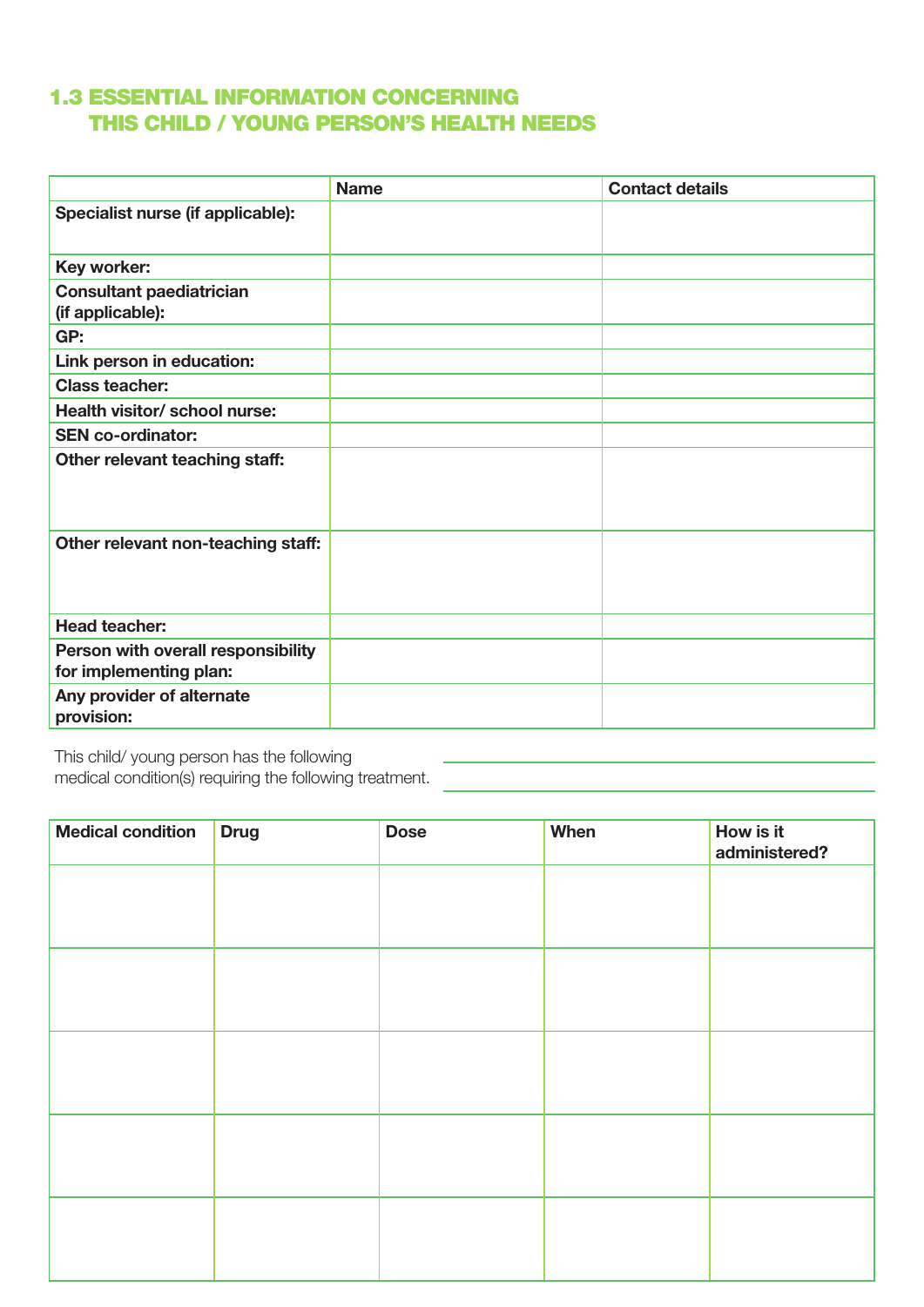## 1.3 ESSENTIAL INFORMATION CONCERNING THIS CHILD / YOUNG PERSON'S HEALTH NEEDS

| | Name | Contact details |
|---|---|---|
| **Specialist nurse (if applicable):** | | |
| **Key worker:** | | |
| **Consultant paediatrician (if applicable):** | | |
| **GP:** | | |
| **Link person in education:** | | |
| **Class teacher:** | | |
| **Health visitor/ school nurse:** | | |
| **SEN co-ordinator:** | | |
| **Other relevant teaching staff:** | | |
| **Other relevant non-teaching staff:** | | |
| **Head teacher:** | | |
| **Person with overall responsibility for implementing plan:** | | |
| **Any provider of alternate provision:** | | |

This child/ young person has the following medical condition(s) requiring the following treatment. ______________________________

| Medical condition | Drug | Dose | When | How is it administered? |
|---|---|---|---|---|
| | | | | |
| | | | | |
| | | | | |
| | | | | |
| | | | | |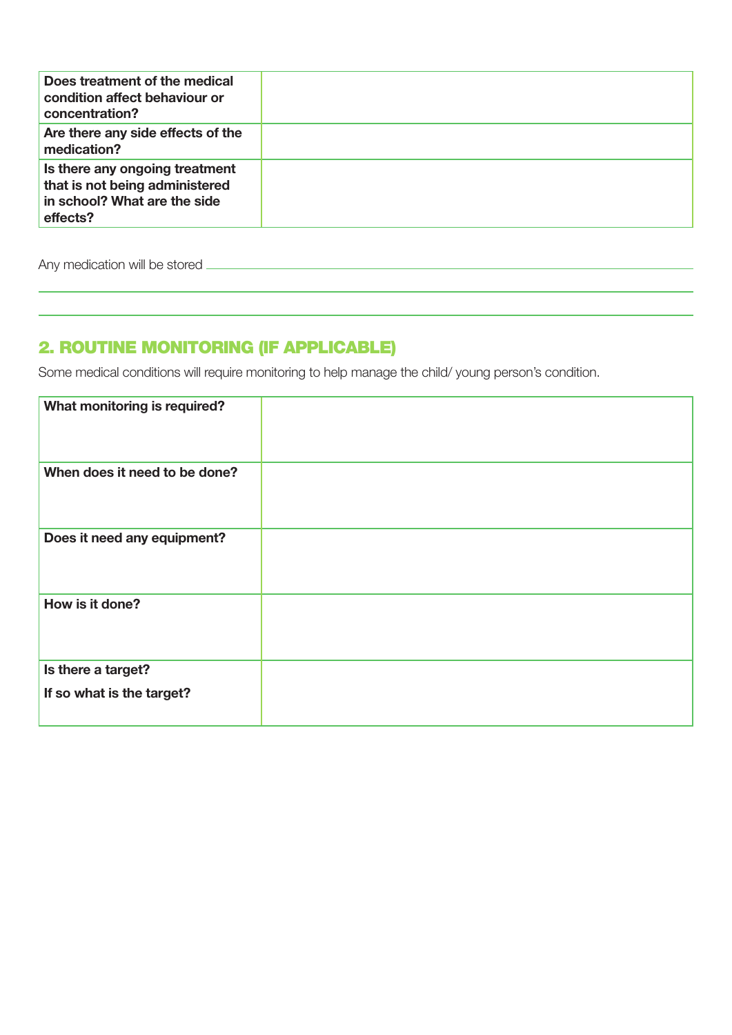| | |
|---|---|
| **Does treatment of the medical condition affect behaviour or concentration?** | |
| **Are there any side effects of the medication?** | |
| **Is there any ongoing treatment that is not being administered in school? What are the side effects?** | |

Any medication will be stored \_\_\_\_\_\_\_\_\_\_\_\_\_\_\_\_\_\_\_\_\_\_\_\_\_\_\_\_\_\_\_\_\_\_\_\_\_\_\_\_

\_\_\_\_\_\_\_\_\_\_\_\_\_\_\_\_\_\_\_\_\_\_\_\_\_\_\_\_\_\_\_\_\_\_\_\_\_\_\_\_\_\_\_\_\_\_\_\_\_\_\_\_\_\_\_\_

\_\_\_\_\_\_\_\_\_\_\_\_\_\_\_\_\_\_\_\_\_\_\_\_\_\_\_\_\_\_\_\_\_\_\_\_\_\_\_\_\_\_\_\_\_\_\_\_\_\_\_\_\_\_\_\_

## 2. ROUTINE MONITORING (IF APPLICABLE)

Some medical conditions will require monitoring to help manage the child/ young person's condition.

| | |
|---|---|
| **What monitoring is required?** | |
| **When does it need to be done?** | |
| **Does it need any equipment?** | |
| **How is it done?** | |
| **Is there a target?** <br> **If so what is the target?** | |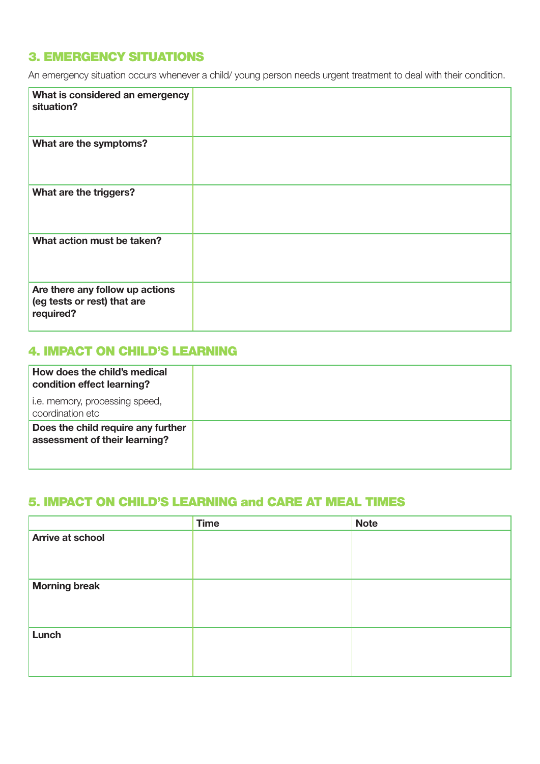## 3. EMERGENCY SITUATIONS

An emergency situation occurs whenever a child/ young person needs urgent treatment to deal with their condition.

| | |
|---|---|
| **What is considered an emergency situation?** | |
| **What are the symptoms?** | |
| **What are the triggers?** | |
| **What action must be taken?** | |
| **Are there any follow up actions (eg tests or rest) that are required?** | |

## 4. IMPACT ON CHILD'S LEARNING

| | |
|---|---|
| **How does the child's medical condition effect learning?** i.e. memory, processing speed, coordination etc | |
| **Does the child require any further assessment of their learning?** | |

## 5. IMPACT ON CHILD'S LEARNING and CARE AT MEAL TIMES

| | Time | Note |
|---|---|---|
| **Arrive at school** | | |
| **Morning break** | | |
| **Lunch** | | |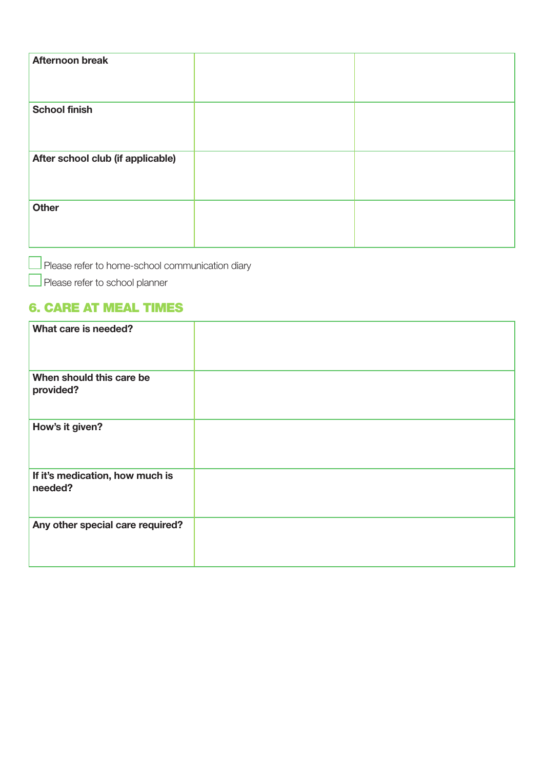| Afternoon break | | |
|---|---|---|
| School finish | | |
| After school club (if applicable) | | |
| Other | | |

☐ Please refer to home-school communication diary

☐ Please refer to school planner

## 6. CARE AT MEAL TIMES

| What care is needed? | |
|---|---|
| When should this care be provided? | |
| How's it given? | |
| If it's medication, how much is needed? | |
| Any other special care required? | |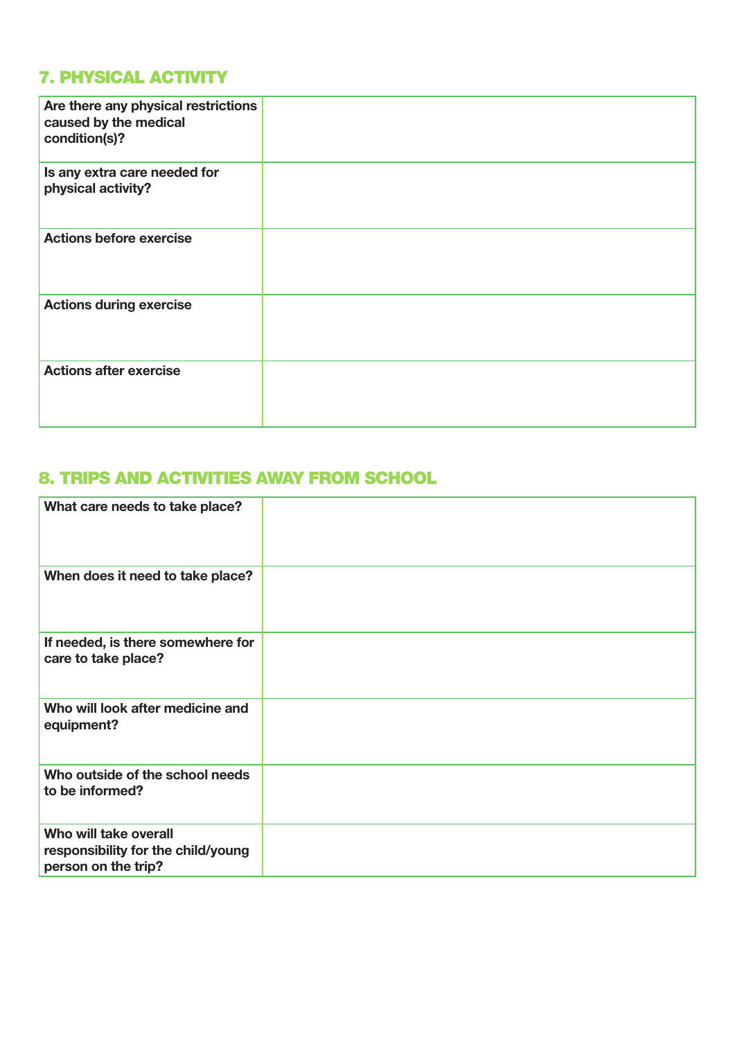## 7. PHYSICAL ACTIVITY

| | |
|---|---|
| **Are there any physical restrictions caused by the medical condition(s)?** | |
| **Is any extra care needed for physical activity?** | |
| **Actions before exercise** | |
| **Actions during exercise** | |
| **Actions after exercise** | |

## 8. TRIPS AND ACTIVITIES AWAY FROM SCHOOL

| | |
|---|---|
| **What care needs to take place?** | |
| **When does it need to take place?** | |
| **If needed, is there somewhere for care to take place?** | |
| **Who will look after medicine and equipment?** | |
| **Who outside of the school needs to be informed?** | |
| **Who will take overall responsibility for the child/young person on the trip?** | |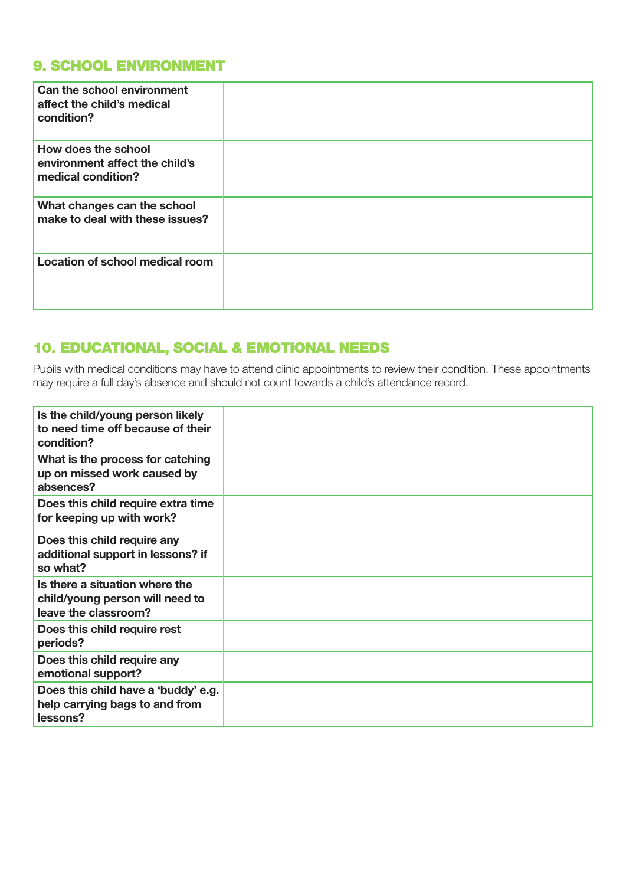## 9. SCHOOL ENVIRONMENT

| | |
|---|---|
| **Can the school environment affect the child's medical condition?** | |
| **How does the school environment affect the child's medical condition?** | |
| **What changes can the school make to deal with these issues?** | |
| **Location of school medical room** | |

## 10. EDUCATIONAL, SOCIAL & EMOTIONAL NEEDS

Pupils with medical conditions may have to attend clinic appointments to review their condition. These appointments may require a full day's absence and should not count towards a child's attendance record.

| | |
|---|---|
| **Is the child/young person likely to need time off because of their condition?** | |
| **What is the process for catching up on missed work caused by absences?** | |
| **Does this child require extra time for keeping up with work?** | |
| **Does this child require any additional support in lessons? if so what?** | |
| **Is there a situation where the child/young person will need to leave the classroom?** | |
| **Does this child require rest periods?** | |
| **Does this child require any emotional support?** | |
| **Does this child have a 'buddy' e.g. help carrying bags to and from lessons?** | |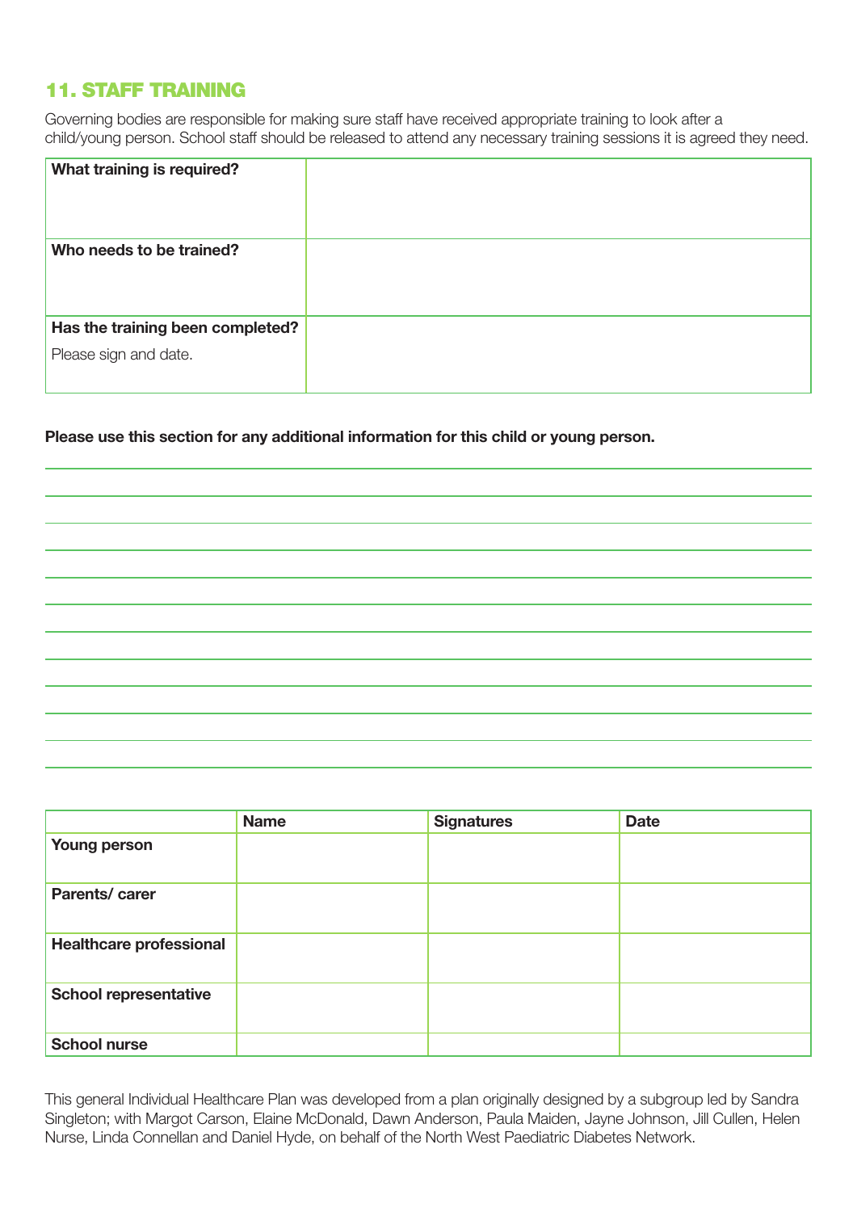## 11. STAFF TRAINING

Governing bodies are responsible for making sure staff have received appropriate training to look after a child/young person. School staff should be released to attend any necessary training sessions it is agreed they need.

| | |
|---|---|
| **What training is required?** | |
| **Who needs to be trained?** | |
| **Has the training been completed?** Please sign and date. | |

**Please use this section for any additional information for this child or young person.**

| | Name | Signatures | Date |
|---|---|---|---|
| **Young person** | | | |
| **Parents/ carer** | | | |
| **Healthcare professional** | | | |
| **School representative** | | | |
| **School nurse** | | | |

This general Individual Healthcare Plan was developed from a plan originally designed by a subgroup led by Sandra Singleton; with Margot Carson, Elaine McDonald, Dawn Anderson, Paula Maiden, Jayne Johnson, Jill Cullen, Helen Nurse, Linda Connellan and Daniel Hyde, on behalf of the North West Paediatric Diabetes Network.